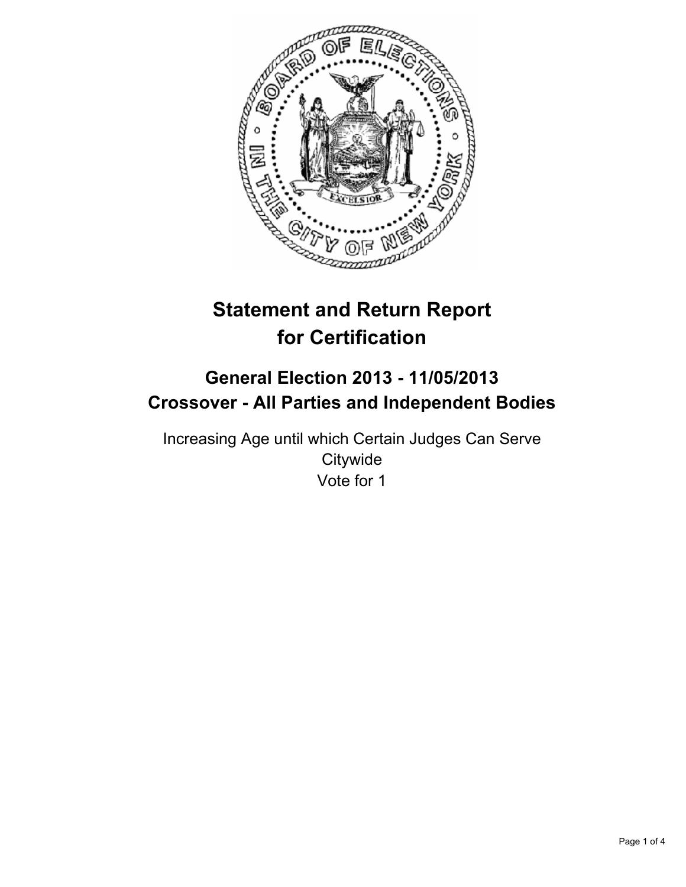# Statement and Return Report for Certification

## General Election 2013 - 11/05/2013
## Crossover - All Parties and Independent Bodies

Increasing Age until which Certain Judges Can Serve
Citywide
Vote for 1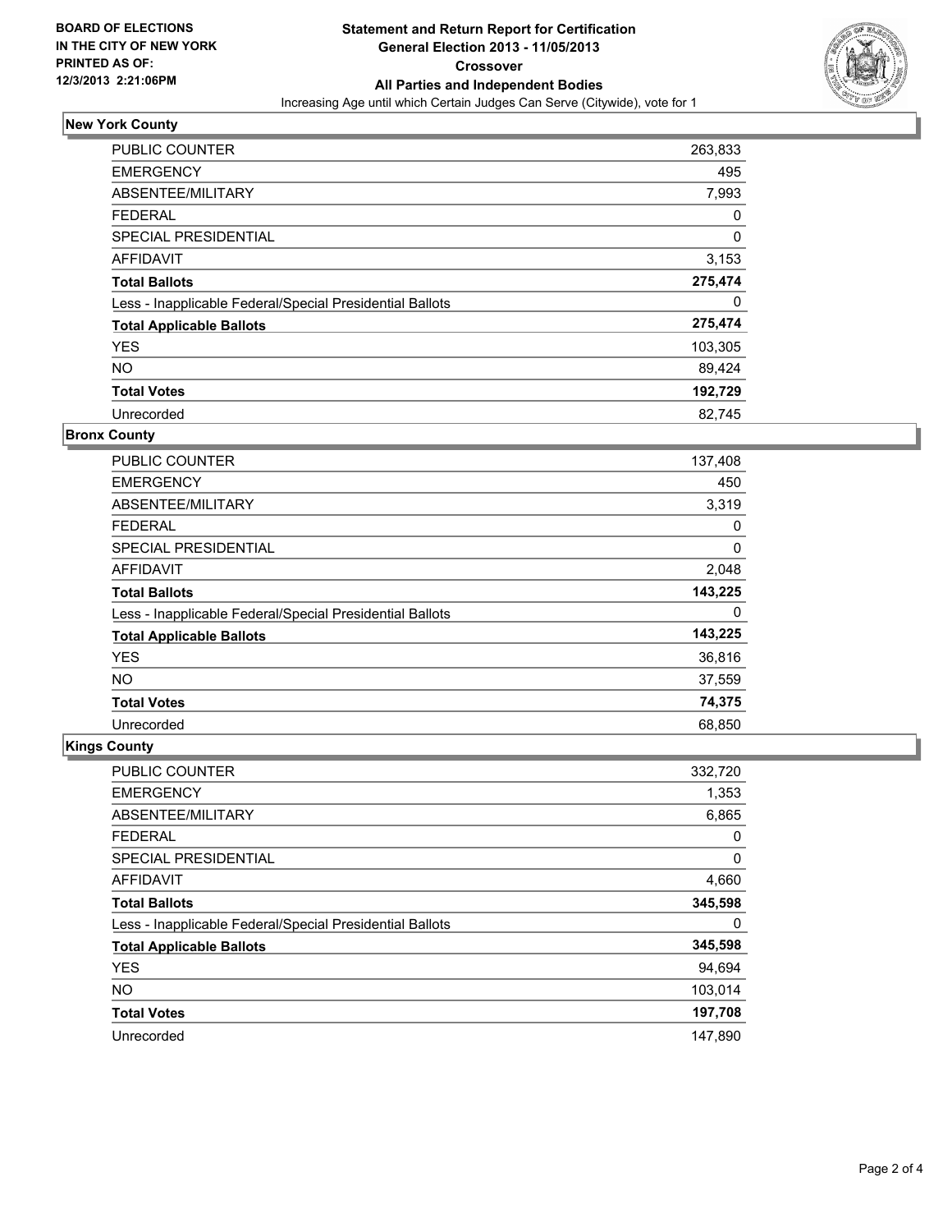**BOARD OF ELECTIONS IN THE CITY OF NEW YORK PRINTED AS OF: 12/3/2013 2:21:06PM**

# Statement and Return Report for Certification General Election 2013 - 11/05/2013 Crossover All Parties and Independent Bodies

Increasing Age until which Certain Judges Can Serve (Citywide), vote for 1

## New York County

| | |
|---|---|
| PUBLIC COUNTER | 263,833 |
| EMERGENCY | 495 |
| ABSENTEE/MILITARY | 7,993 |
| FEDERAL | 0 |
| SPECIAL PRESIDENTIAL | 0 |
| AFFIDAVIT | 3,153 |
| **Total Ballots** | **275,474** |
| Less - Inapplicable Federal/Special Presidential Ballots | 0 |
| **Total Applicable Ballots** | **275,474** |
| YES | 103,305 |
| NO | 89,424 |
| **Total Votes** | **192,729** |
| Unrecorded | 82,745 |

## Bronx County

| | |
|---|---|
| PUBLIC COUNTER | 137,408 |
| EMERGENCY | 450 |
| ABSENTEE/MILITARY | 3,319 |
| FEDERAL | 0 |
| SPECIAL PRESIDENTIAL | 0 |
| AFFIDAVIT | 2,048 |
| **Total Ballots** | **143,225** |
| Less - Inapplicable Federal/Special Presidential Ballots | 0 |
| **Total Applicable Ballots** | **143,225** |
| YES | 36,816 |
| NO | 37,559 |
| **Total Votes** | **74,375** |
| Unrecorded | 68,850 |

## Kings County

| | |
|---|---|
| PUBLIC COUNTER | 332,720 |
| EMERGENCY | 1,353 |
| ABSENTEE/MILITARY | 6,865 |
| FEDERAL | 0 |
| SPECIAL PRESIDENTIAL | 0 |
| AFFIDAVIT | 4,660 |
| **Total Ballots** | **345,598** |
| Less - Inapplicable Federal/Special Presidential Ballots | 0 |
| **Total Applicable Ballots** | **345,598** |
| YES | 94,694 |
| NO | 103,014 |
| **Total Votes** | **197,708** |
| Unrecorded | 147,890 |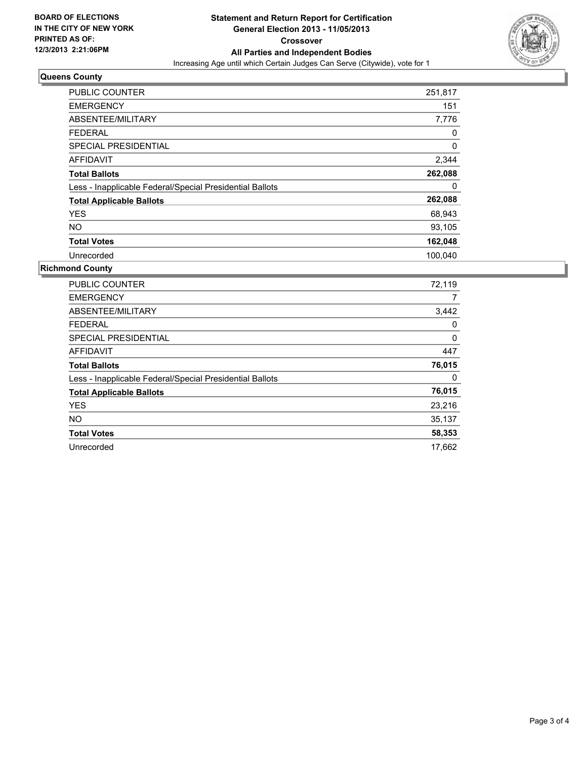**BOARD OF ELECTIONS IN THE CITY OF NEW YORK PRINTED AS OF: 12/3/2013 2:21:06PM**

# Statement and Return Report for Certification
## General Election 2013 - 11/05/2013
## Crossover
## All Parties and Independent Bodies

Increasing Age until which Certain Judges Can Serve (Citywide), vote for 1

### Queens County

| | |
|---|---|
| PUBLIC COUNTER | 251,817 |
| EMERGENCY | 151 |
| ABSENTEE/MILITARY | 7,776 |
| FEDERAL | 0 |
| SPECIAL PRESIDENTIAL | 0 |
| AFFIDAVIT | 2,344 |
| **Total Ballots** | **262,088** |
| Less - Inapplicable Federal/Special Presidential Ballots | 0 |
| **Total Applicable Ballots** | **262,088** |
| YES | 68,943 |
| NO | 93,105 |
| **Total Votes** | **162,048** |
| Unrecorded | 100,040 |

### Richmond County

| | |
|---|---|
| PUBLIC COUNTER | 72,119 |
| EMERGENCY | 7 |
| ABSENTEE/MILITARY | 3,442 |
| FEDERAL | 0 |
| SPECIAL PRESIDENTIAL | 0 |
| AFFIDAVIT | 447 |
| **Total Ballots** | **76,015** |
| Less - Inapplicable Federal/Special Presidential Ballots | 0 |
| **Total Applicable Ballots** | **76,015** |
| YES | 23,216 |
| NO | 35,137 |
| **Total Votes** | **58,353** |
| Unrecorded | 17,662 |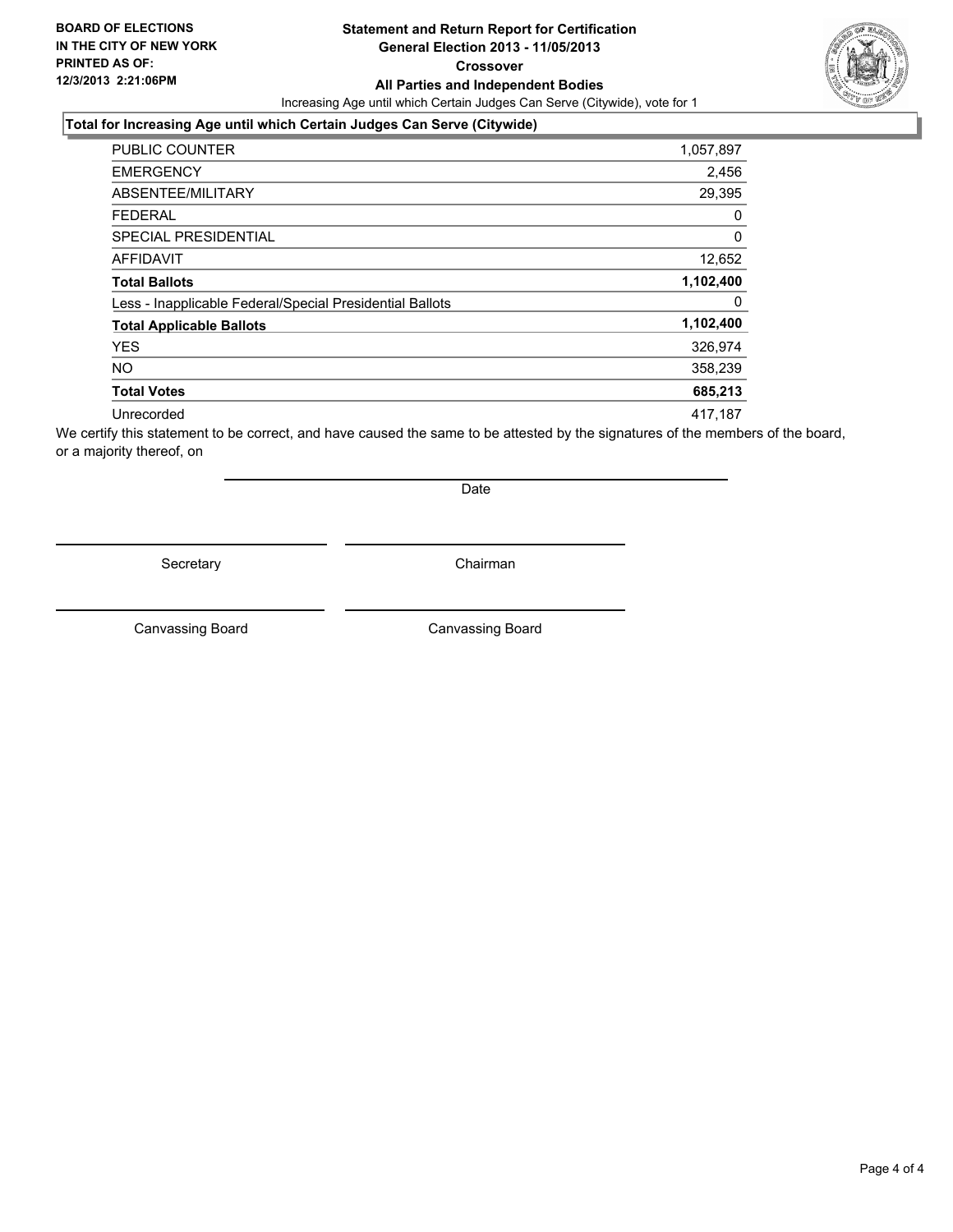**BOARD OF ELECTIONS IN THE CITY OF NEW YORK PRINTED AS OF: 12/3/2013 2:21:06PM**

# Statement and Return Report for Certification General Election 2013 - 11/05/2013 Crossover All Parties and Independent Bodies

Increasing Age until which Certain Judges Can Serve (Citywide), vote for 1

## Total for Increasing Age until which Certain Judges Can Serve (Citywide)

| | |
|---|---|
| PUBLIC COUNTER | 1,057,897 |
| EMERGENCY | 2,456 |
| ABSENTEE/MILITARY | 29,395 |
| FEDERAL | 0 |
| SPECIAL PRESIDENTIAL | 0 |
| AFFIDAVIT | 12,652 |
| **Total Ballots** | **1,102,400** |
| Less - Inapplicable Federal/Special Presidential Ballots | 0 |
| **Total Applicable Ballots** | **1,102,400** |
| YES | 326,974 |
| NO | 358,239 |
| **Total Votes** | **685,213** |
| Unrecorded | 417,187 |

We certify this statement to be correct, and have caused the same to be attested by the signatures of the members of the board, or a majority thereof, on

Date

Secretary

Chairman

Canvassing Board

Canvassing Board